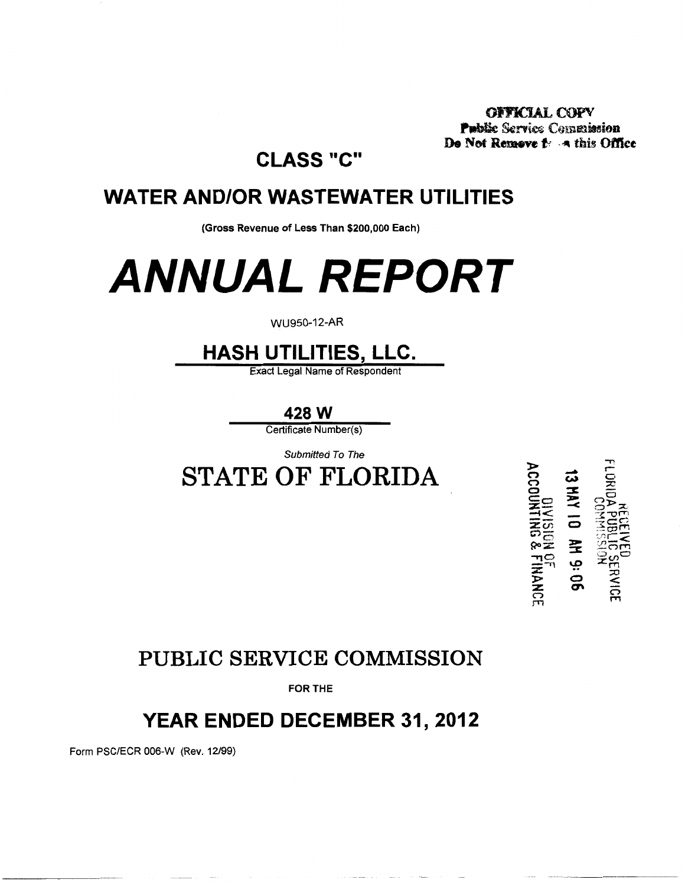**OFFICIAL COPY**
**Public Service Commission**
**Do Not Remove from this Office**

# CLASS "C"

## WATER AND/OR WASTEWATER UTILITIES

**(Gross Revenue of Less Than $200,000 Each)**

# *ANNUAL REPORT*

WU950-12-AR

## HASH UTILITIES, LLC.

Exact Legal Name of Respondent

**428 W**

Certificate Number(s)

*Submitted To The*

# STATE OF FLORIDA

RECEIVED FLORIDA PUBLIC SERVICE COMMISSION
13 MAY 10 AM 9:06
DIVISION OF ACCOUNTING & FINANCE

# PUBLIC SERVICE COMMISSION

**FOR THE**

## YEAR ENDED DECEMBER 31, 2012

Form PSC/ECR 006-W (Rev. 12/99)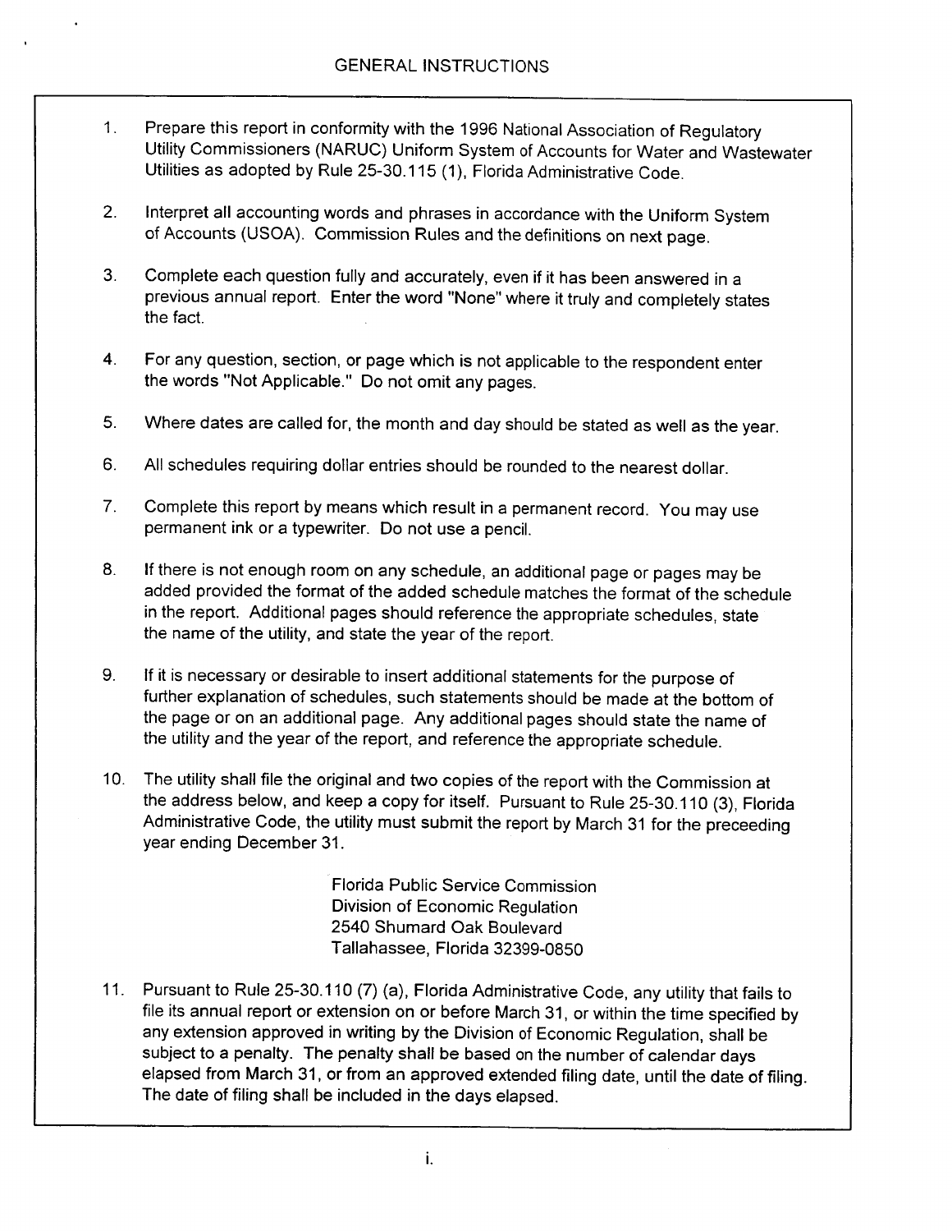# GENERAL INSTRUCTIONS

1. Prepare this report in conformity with the 1996 National Association of Regulatory Utility Commissioners (NARUC) Uniform System of Accounts for Water and Wastewater Utilities as adopted by Rule 25-30.115 (1), Florida Administrative Code.

2. Interpret all accounting words and phrases in accordance with the Uniform System of Accounts (USOA). Commission Rules and the definitions on next page.

3. Complete each question fully and accurately, even if it has been answered in a previous annual report. Enter the word "None" where it truly and completely states the fact.

4. For any question, section, or page which is not applicable to the respondent enter the words "Not Applicable." Do not omit any pages.

5. Where dates are called for, the month and day should be stated as well as the year.

6. All schedules requiring dollar entries should be rounded to the nearest dollar.

7. Complete this report by means which result in a permanent record. You may use permanent ink or a typewriter. Do not use a pencil.

8. If there is not enough room on any schedule, an additional page or pages may be added provided the format of the added schedule matches the format of the schedule in the report. Additional pages should reference the appropriate schedules, state the name of the utility, and state the year of the report.

9. If it is necessary or desirable to insert additional statements for the purpose of further explanation of schedules, such statements should be made at the bottom of the page or on an additional page. Any additional pages should state the name of the utility and the year of the report, and reference the appropriate schedule.

10. The utility shall file the original and two copies of the report with the Commission at the address below, and keep a copy for itself. Pursuant to Rule 25-30.110 (3), Florida Administrative Code, the utility must submit the report by March 31 for the preceeding year ending December 31.

    Florida Public Service Commission
    Division of Economic Regulation
    2540 Shumard Oak Boulevard
    Tallahassee, Florida 32399-0850

11. Pursuant to Rule 25-30.110 (7) (a), Florida Administrative Code, any utility that fails to file its annual report or extension on or before March 31, or within the time specified by any extension approved in writing by the Division of Economic Regulation, shall be subject to a penalty. The penalty shall be based on the number of calendar days elapsed from March 31, or from an approved extended filing date, until the date of filing. The date of filing shall be included in the days elapsed.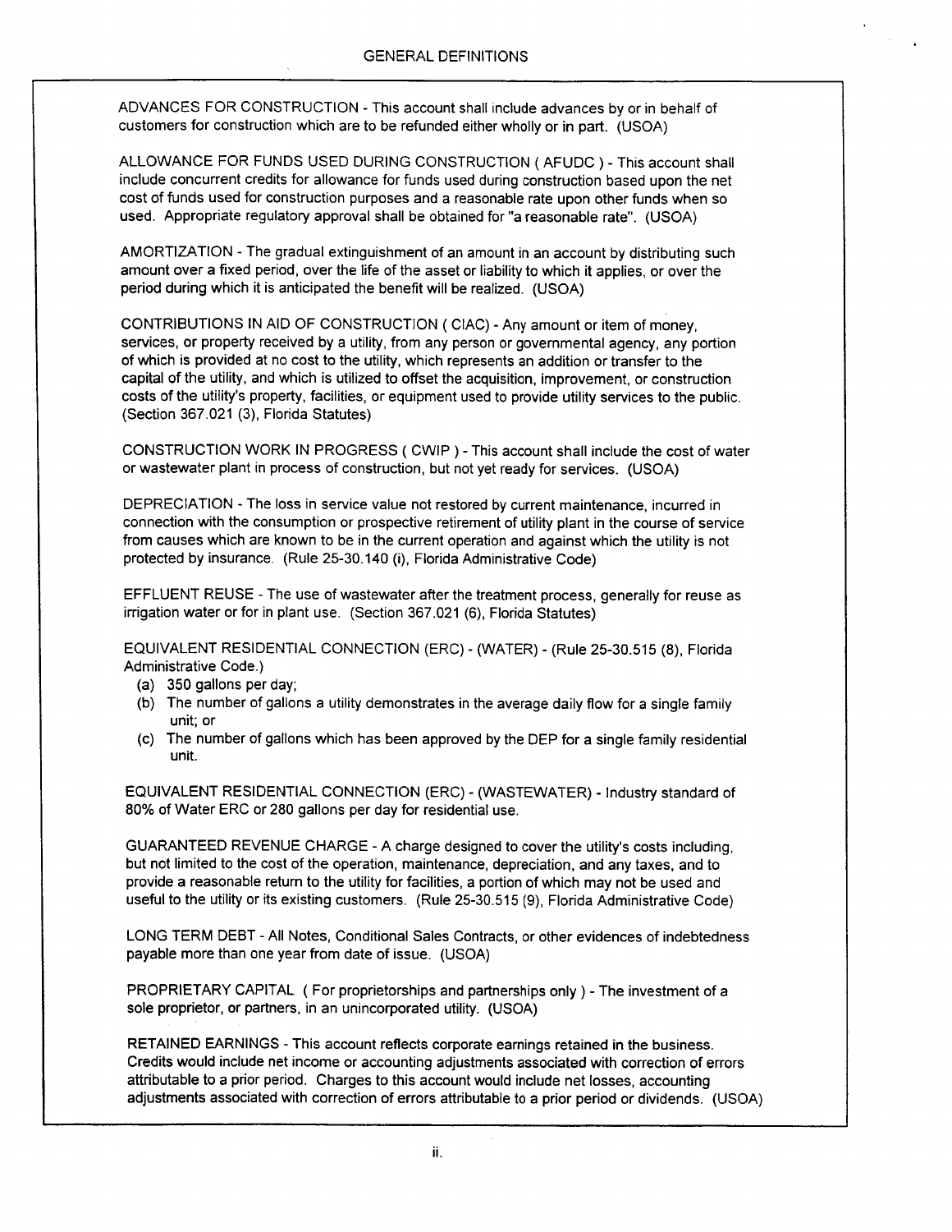# GENERAL DEFINITIONS

ADVANCES FOR CONSTRUCTION - This account shall include advances by or in behalf of customers for construction which are to be refunded either wholly or in part. (USOA)

ALLOWANCE FOR FUNDS USED DURING CONSTRUCTION ( AFUDC ) - This account shall include concurrent credits for allowance for funds used during construction based upon the net cost of funds used for construction purposes and a reasonable rate upon other funds when so used. Appropriate regulatory approval shall be obtained for "a reasonable rate". (USOA)

AMORTIZATION - The gradual extinguishment of an amount in an account by distributing such amount over a fixed period, over the life of the asset or liability to which it applies, or over the period during which it is anticipated the benefit will be realized. (USOA)

CONTRIBUTIONS IN AID OF CONSTRUCTION ( CIAC) - Any amount or item of money, services, or property received by a utility, from any person or governmental agency, any portion of which is provided at no cost to the utility, which represents an addition or transfer to the capital of the utility, and which is utilized to offset the acquisition, improvement, or construction costs of the utility's property, facilities, or equipment used to provide utility services to the public. (Section 367.021 (3), Florida Statutes)

CONSTRUCTION WORK IN PROGRESS ( CWIP ) - This account shall include the cost of water or wastewater plant in process of construction, but not yet ready for services. (USOA)

DEPRECIATION - The loss in service value not restored by current maintenance, incurred in connection with the consumption or prospective retirement of utility plant in the course of service from causes which are known to be in the current operation and against which the utility is not protected by insurance. (Rule 25-30.140 (i), Florida Administrative Code)

EFFLUENT REUSE - The use of wastewater after the treatment process, generally for reuse as irrigation water or for in plant use. (Section 367.021 (6), Florida Statutes)

EQUIVALENT RESIDENTIAL CONNECTION (ERC) - (WATER) - (Rule 25-30.515 (8), Florida Administrative Code.)

(a) 350 gallons per day;
(b) The number of gallons a utility demonstrates in the average daily flow for a single family unit; or
(c) The number of gallons which has been approved by the DEP for a single family residential unit.

EQUIVALENT RESIDENTIAL CONNECTION (ERC) - (WASTEWATER) - Industry standard of 80% of Water ERC or 280 gallons per day for residential use.

GUARANTEED REVENUE CHARGE - A charge designed to cover the utility's costs including, but not limited to the cost of the operation, maintenance, depreciation, and any taxes, and to provide a reasonable return to the utility for facilities, a portion of which may not be used and useful to the utility or its existing customers. (Rule 25-30.515 (9), Florida Administrative Code)

LONG TERM DEBT - All Notes, Conditional Sales Contracts, or other evidences of indebtedness payable more than one year from date of issue. (USOA)

PROPRIETARY CAPITAL ( For proprietorships and partnerships only ) - The investment of a sole proprietor, or partners, in an unincorporated utility. (USOA)

RETAINED EARNINGS - This account reflects corporate earnings retained in the business. Credits would include net income or accounting adjustments associated with correction of errors attributable to a prior period. Charges to this account would include net losses, accounting adjustments associated with correction of errors attributable to a prior period or dividends. (USOA)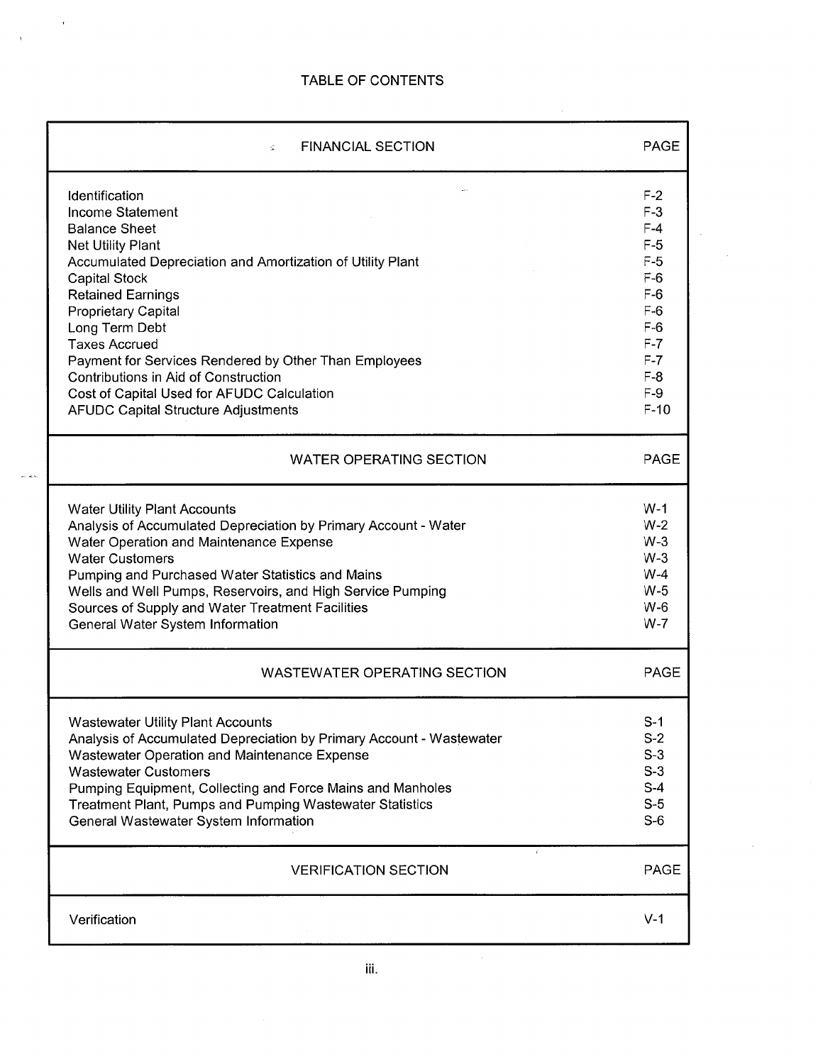# TABLE OF CONTENTS

| FINANCIAL SECTION | PAGE |
|---|---|
| Identification | F-2 |
| Income Statement | F-3 |
| Balance Sheet | F-4 |
| Net Utility Plant | F-5 |
| Accumulated Depreciation and Amortization of Utility Plant | F-5 |
| Capital Stock | F-6 |
| Retained Earnings | F-6 |
| Proprietary Capital | F-6 |
| Long Term Debt | F-6 |
| Taxes Accrued | F-7 |
| Payment for Services Rendered by Other Than Employees | F-7 |
| Contributions in Aid of Construction | F-8 |
| Cost of Capital Used for AFUDC Calculation | F-9 |
| AFUDC Capital Structure Adjustments | F-10 |

| WATER OPERATING SECTION | PAGE |
|---|---|
| Water Utility Plant Accounts | W-1 |
| Analysis of Accumulated Depreciation by Primary Account - Water | W-2 |
| Water Operation and Maintenance Expense | W-3 |
| Water Customers | W-3 |
| Pumping and Purchased Water Statistics and Mains | W-4 |
| Wells and Well Pumps, Reservoirs, and High Service Pumping | W-5 |
| Sources of Supply and Water Treatment Facilities | W-6 |
| General Water System Information | W-7 |

| WASTEWATER OPERATING SECTION | PAGE |
|---|---|
| Wastewater Utility Plant Accounts | S-1 |
| Analysis of Accumulated Depreciation by Primary Account - Wastewater | S-2 |
| Wastewater Operation and Maintenance Expense | S-3 |
| Wastewater Customers | S-3 |
| Pumping Equipment, Collecting and Force Mains and Manholes | S-4 |
| Treatment Plant, Pumps and Pumping Wastewater Statistics | S-5 |
| General Wastewater System Information | S-6 |

| VERIFICATION SECTION | PAGE |
|---|---|
| Verification | V-1 |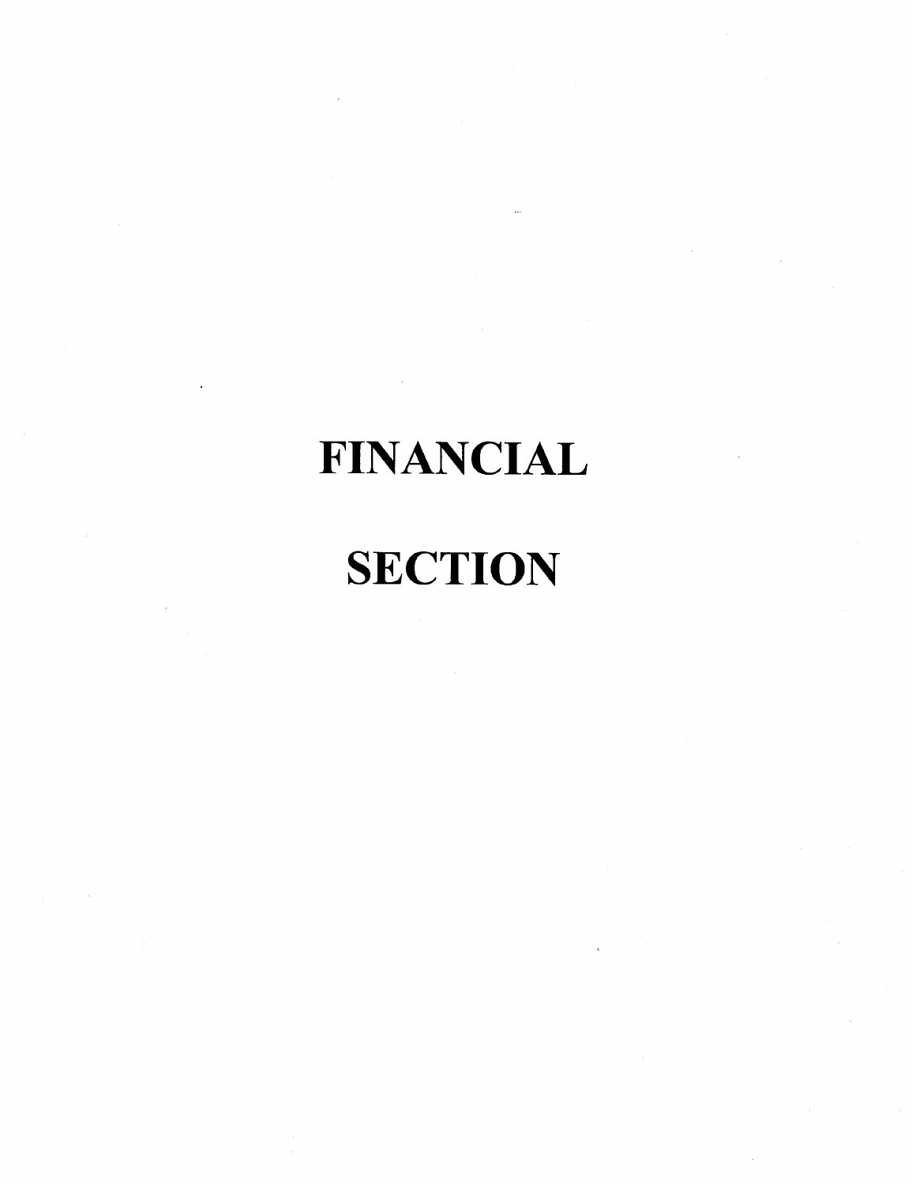# FINANCIAL SECTION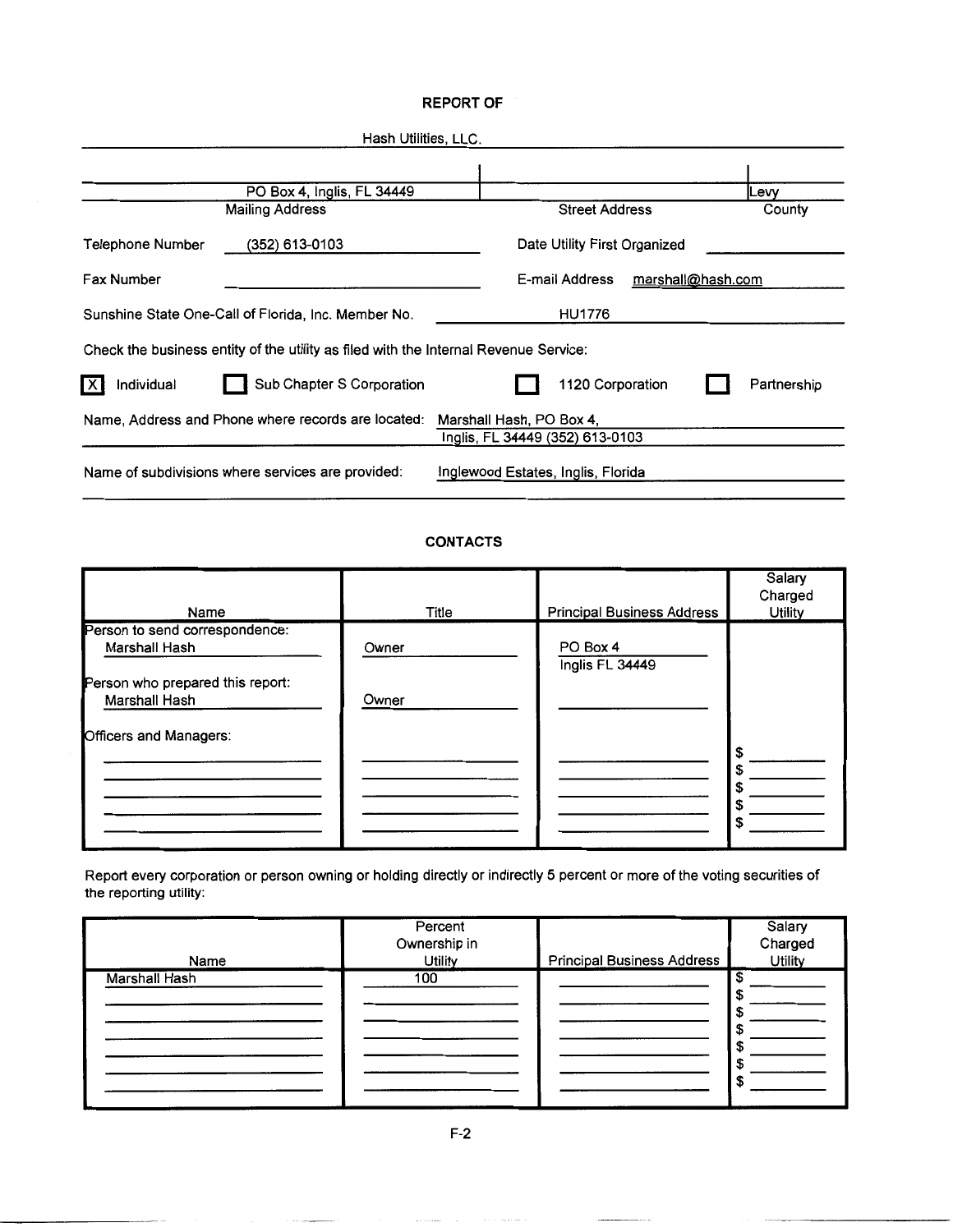## REPORT OF

Hash Utilities, LLC.

| Mailing Address | Street Address | County |
|---|---|---|
| PO Box 4, Inglis, FL 34449 | | Levy |

Telephone Number (352) 613-0103

Date Utility First Organized

Fax Number

E-mail Address marshall@hash.com

Sunshine State One-Call of Florida, Inc. Member No. HU1776

Check the business entity of the utility as filed with the Internal Revenue Service:

- [X] Individual
- [ ] Sub Chapter S Corporation
- [ ] 1120 Corporation
- [ ] Partnership

Name, Address and Phone where records are located: Marshall Hash, PO Box 4, Inglis, FL 34449 (352) 613-0103

Name of subdivisions where services are provided: Inglewood Estates, Inglis, Florida

## CONTACTS

| Name | Title | Principal Business Address | Salary Charged Utility |
|---|---|---|---|
| Person to send correspondence: Marshall Hash | Owner | PO Box 4 Inglis FL 34449 | |
| Person who prepared this report: Marshall Hash | Owner | | |
| Officers and Managers: | | | |
| | | | $ |
| | | | $ |
| | | | $ |
| | | | $ |
| | | | $ |

Report every corporation or person owning or holding directly or indirectly 5 percent or more of the voting securities of the reporting utility:

| Name | Percent Ownership in Utility | Principal Business Address | Salary Charged Utility |
|---|---|---|---|
| Marshall Hash | 100 | | $ |
| | | | $ |
| | | | $ |
| | | | $ |
| | | | $ |
| | | | $ |
| | | | $ |

F-2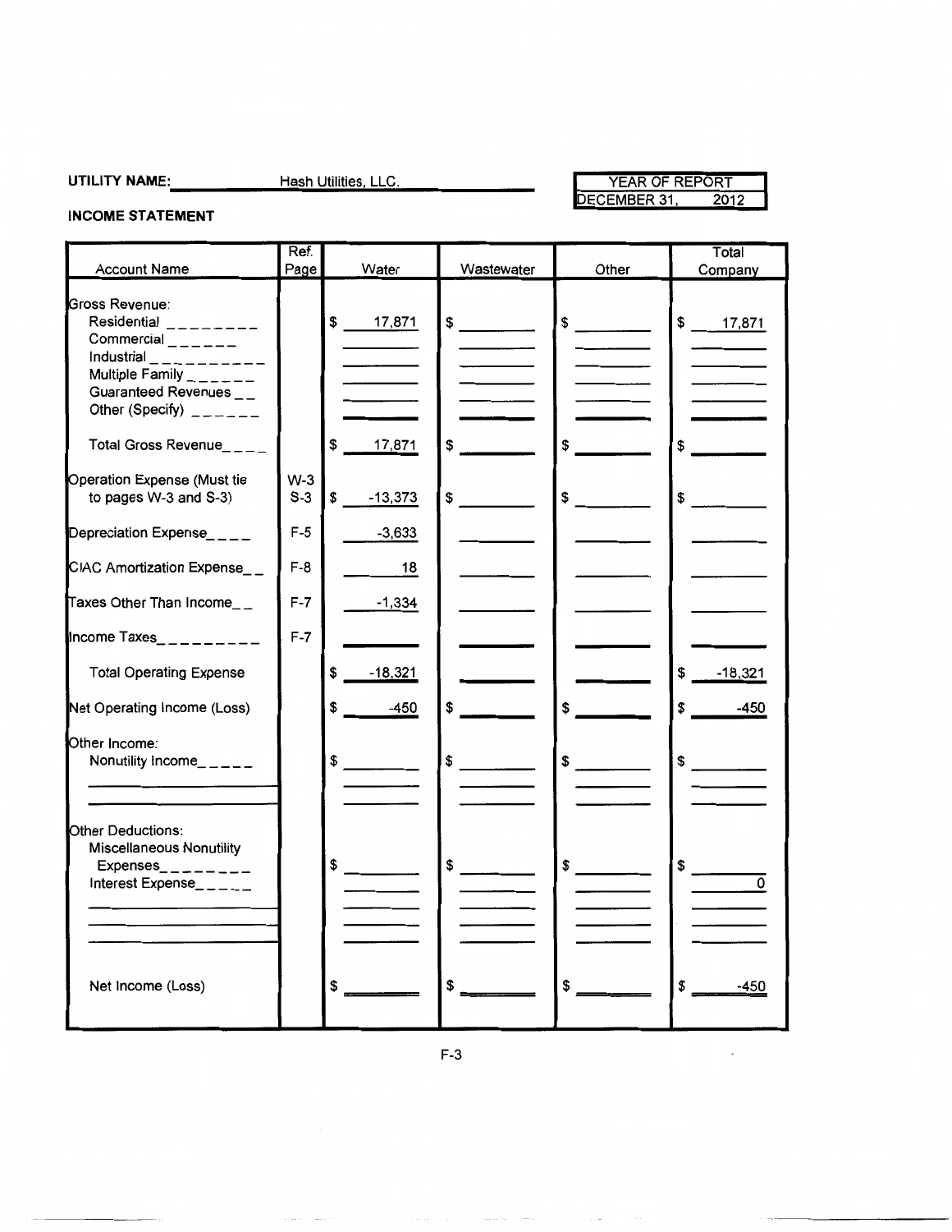**UTILITY NAME:** Hash Utilities, LLC.

| YEAR OF REPORT |
|---|
| DECEMBER 31, 2012 |

**INCOME STATEMENT**

| Account Name | Ref. Page | Water | Wastewater | Other | Total Company |
|---|---|---|---|---|---|
| Gross Revenue: | | | | | |
| Residential | | $ 17,871 | $ | $ | $ 17,871 |
| Commercial | | | | | |
| Industrial | | | | | |
| Multiple Family | | | | | |
| Guaranteed Revenues | | | | | |
| Other (Specify) | | | | | |
| Total Gross Revenue | | $ 17,871 | $ | $ | $ |
| Operation Expense (Must tie to pages W-3 and S-3) | W-3 S-3 | $ -13,373 | $ | $ | $ |
| Depreciation Expense | F-5 | -3,633 | | | |
| CIAC Amortization Expense | F-8 | 18 | | | |
| Taxes Other Than Income | F-7 | -1,334 | | | |
| Income Taxes | F-7 | | | | |
| Total Operating Expense | | $ -18,321 | | | $ -18,321 |
| Net Operating Income (Loss) | | $ -450 | $ | $ | $ -450 |
| Other Income: | | | | | |
| Nonutility Income | | $ | $ | $ | $ |
| | | | | | |
| | | | | | |
| Other Deductions: | | | | | |
| Miscellaneous Nonutility Expenses | | $ | $ | $ | $ |
| Interest Expense | | | | | 0 |
| | | | | | |
| | | | | | |
| | | | | | |
| Net Income (Loss) | | $ | $ | $ | $ -450 |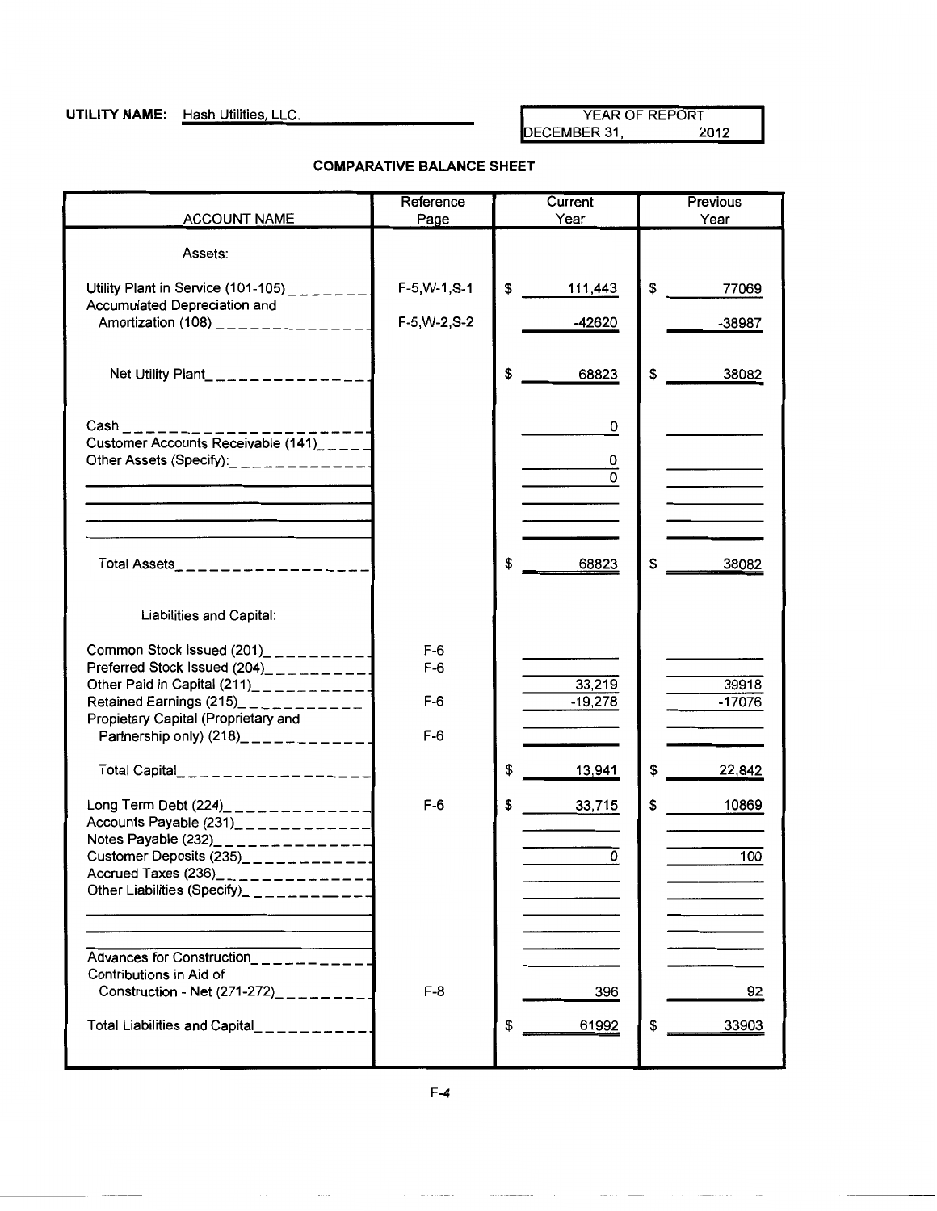**UTILITY NAME:** Hash Utilities, LLC.

| YEAR OF REPORT |
|---|
| DECEMBER 31, 2012 |

### COMPARATIVE BALANCE SHEET

| ACCOUNT NAME | Reference Page | Current Year | Previous Year |
|---|---|---|---|
| Assets: | | | |
| Utility Plant in Service (101-105) | F-5,W-1,S-1 | $ 111,443 | $ 77069 |
| Accumulated Depreciation and Amortization (108) | F-5,W-2,S-2 | -42620 | -38987 |
| Net Utility Plant | | $ 68823 | $ 38082 |
| Cash | | 0 | |
| Customer Accounts Receivable (141) | | | |
| Other Assets (Specify): | | 0 | |
| | | 0 | |
| Total Assets | | $ 68823 | $ 38082 |
| Liabilities and Capital: | | | |
| Common Stock Issued (201) | F-6 | | |
| Preferred Stock Issued (204) | F-6 | | |
| Other Paid in Capital (211) | | 33,219 | 39918 |
| Retained Earnings (215) | F-6 | -19,278 | -17076 |
| Propietary Capital (Proprietary and Partnership only) (218) | F-6 | | |
| Total Capital | | $ 13,941 | $ 22,842 |
| Long Term Debt (224) | F-6 | $ 33,715 | $ 10869 |
| Accounts Payable (231) | | | |
| Notes Payable (232) | | | |
| Customer Deposits (235) | | 0 | 100 |
| Accrued Taxes (236) | | | |
| Other Liabilities (Specify) | | | |
| Advances for Construction | | | |
| Contributions in Aid of Construction - Net (271-272) | F-8 | 396 | 92 |
| Total Liabilities and Capital | | $ 61992 | $ 33903 |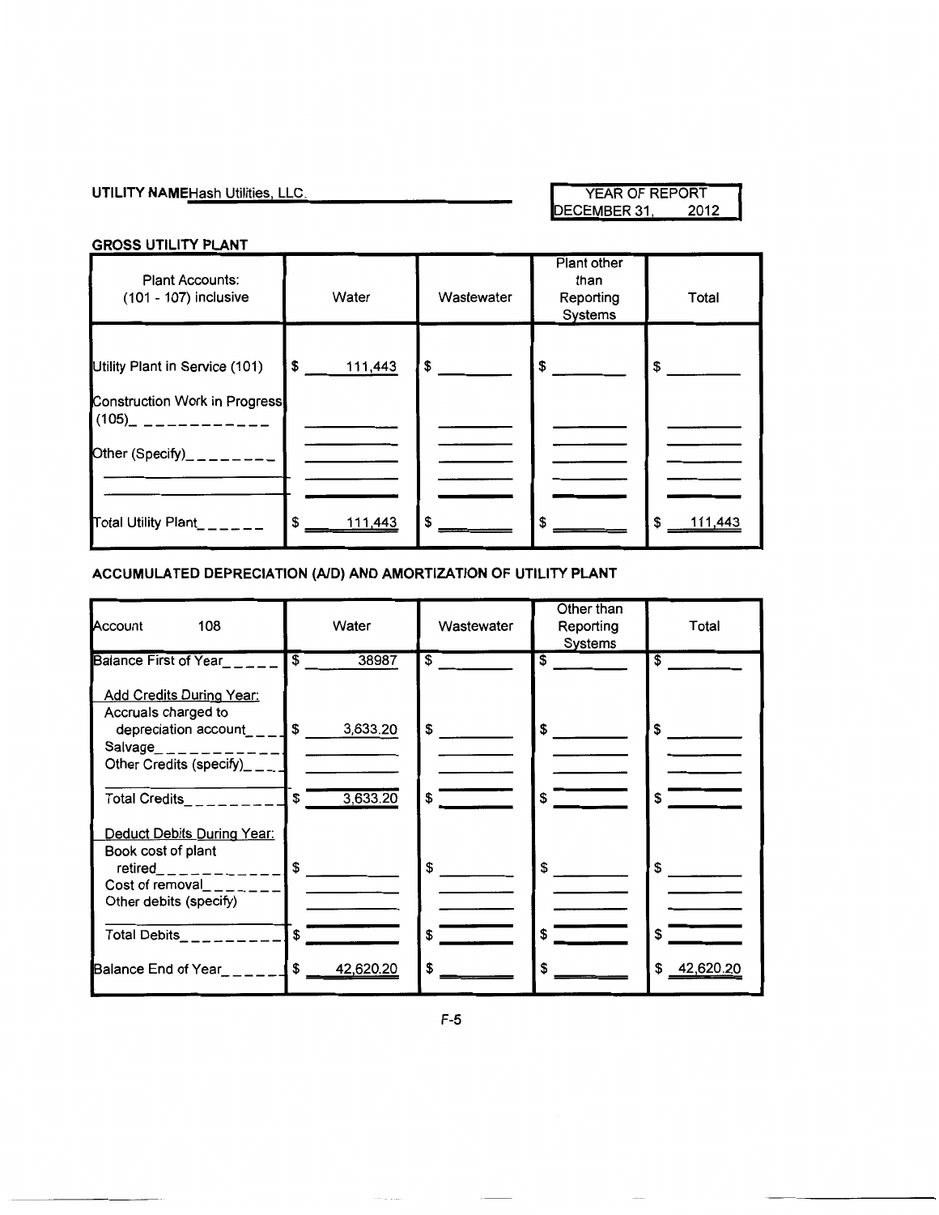**UTILITY NAME** Hash Utilities, LLC.

| YEAR OF REPORT |
|---|
| DECEMBER 31, 2012 |

**GROSS UTILITY PLANT**

| Plant Accounts: (101 - 107) inclusive | Water | Wastewater | Plant other than Reporting Systems | Total |
|---|---|---|---|---|
| Utility Plant in Service (101) | $ 111,443 | $ | $ | $ |
| Construction Work in Progress (105) | | | | |
| Other (Specify) | | | | |
| | | | | |
| Total Utility Plant | $ 111,443 | $ | $ | $ 111,443 |

**ACCUMULATED DEPRECIATION (A/D) AND AMORTIZATION OF UTILITY PLANT**

| Account 108 | Water | Wastewater | Other than Reporting Systems | Total |
|---|---|---|---|---|
| Balance First of Year | $ 38987 | $ | $ | $ |
| Add Credits During Year: | | | | |
| Accruals charged to depreciation account | $ 3,633.20 | $ | $ | $ |
| Salvage | | | | |
| Other Credits (specify) | | | | |
| Total Credits | $ 3,633.20 | $ | $ | $ |
| Deduct Debits During Year: | | | | |
| Book cost of plant retired | $ | $ | $ | $ |
| Cost of removal | | | | |
| Other debits (specify) | | | | |
| Total Debits | $ | $ | $ | $ |
| Balance End of Year | $ 42,620.20 | $ | $ | $ 42,620.20 |

F-5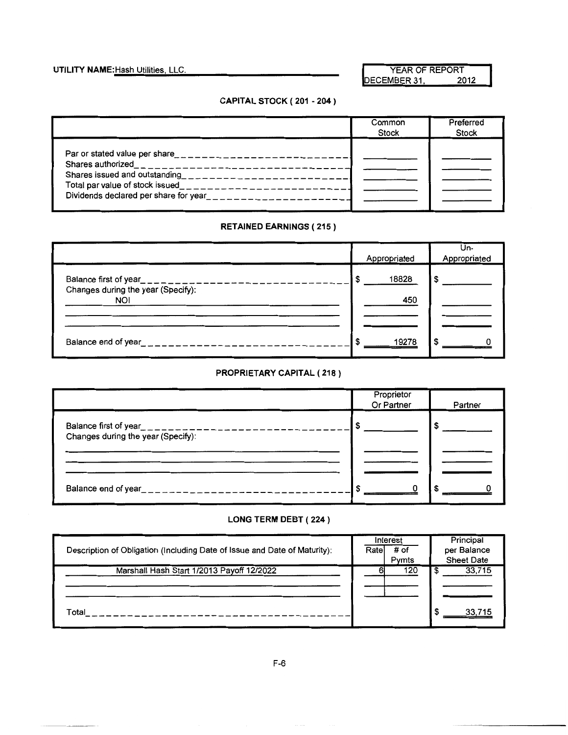**UTILITY NAME:** Hash Utilities, LLC.

| YEAR OF REPORT |
|---|
| DECEMBER 31, 2012 |

## CAPITAL STOCK ( 201 - 204 )

| | Common Stock | Preferred Stock |
|---|---|---|
| Par or stated value per share | | |
| Shares authorized | | |
| Shares issued and outstanding | | |
| Total par value of stock issued | | |
| Dividends declared per share for year | | |

## RETAINED EARNINGS ( 215 )

| | Appropriated | Un-Appropriated |
|---|---|---|
| Balance first of year | $ 18828 | $ |
| Changes during the year (Specify): | | |
| NOI | 450 | |
| | | |
| | | |
| Balance end of year | $ 19278 | $ 0 |

## PROPRIETARY CAPITAL ( 218 )

| | Proprietor Or Partner | Partner |
|---|---|---|
| Balance first of year | $ | $ |
| Changes during the year (Specify): | | |
| | | |
| | | |
| | | |
| Balance end of year | $ 0 | $ 0 |

## LONG TERM DEBT ( 224 )

| Description of Obligation (Including Date of Issue and Date of Maturity): | Interest Rate | Interest # of Pymts | Principal per Balance Sheet Date |
|---|---|---|---|
| Marshall Hash Start 1/2013 Payoff 12/2022 | 6 | 120 | $ 33,715 |
| | | | |
| | | | |
| Total | | | $ 33,715 |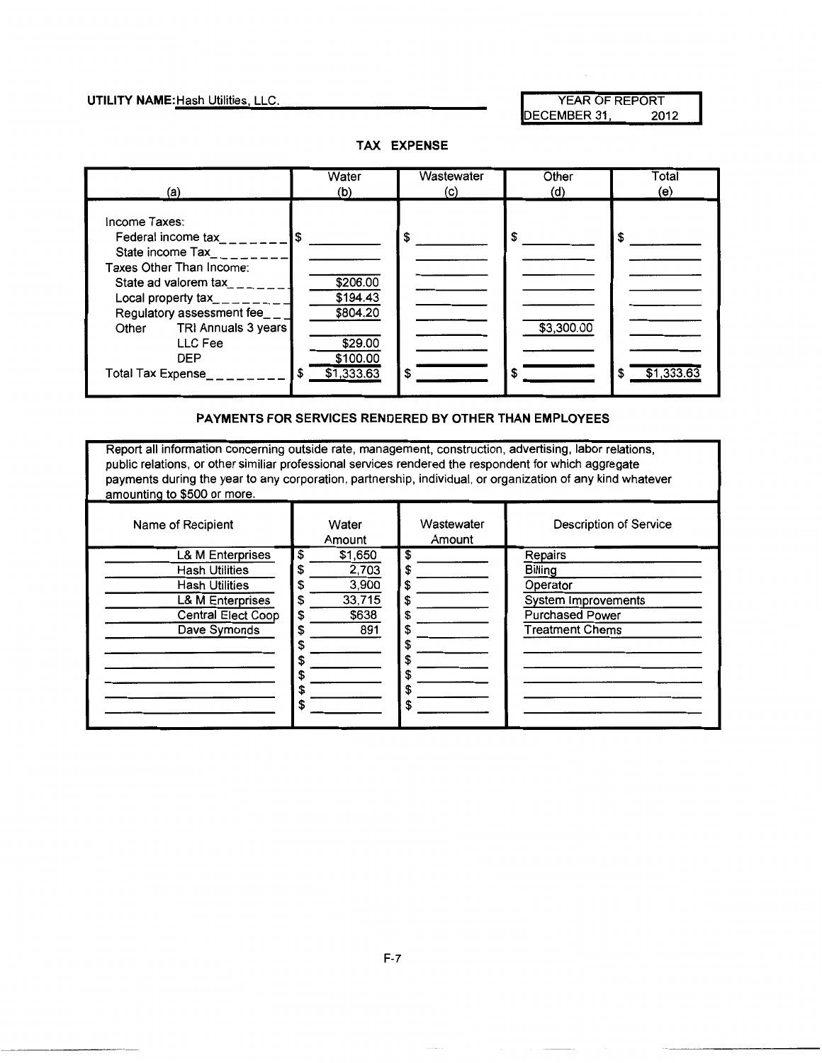**UTILITY NAME:** Hash Utilities, LLC.

YEAR OF REPORT
DECEMBER 31, 2012

## TAX EXPENSE

| (a) | Water (b) | Wastewater (c) | Other (d) | Total (e) |
|---|---|---|---|---|
| Income Taxes: | | | | |
| Federal income tax | $ | $ | $ | $ |
| State income Tax | | | | |
| Taxes Other Than Income: | | | | |
| State ad valorem tax | $206.00 | | | |
| Local property tax | $194.43 | | | |
| Regulatory assessment fee | $804.20 | | | |
| Other TRI Annuals 3 years | | | $3,300.00 | |
| LLC Fee | $29.00 | | | |
| DEP | $100.00 | | | |
| Total Tax Expense | $ $1,333.63 | $ | $ | $ $1,333.63 |

## PAYMENTS FOR SERVICES RENDERED BY OTHER THAN EMPLOYEES

Report all information concerning outside rate, management, construction, advertising, labor relations, public relations, or other similiar professional services rendered the respondent for which aggregate payments during the year to any corporation, partnership, individual, or organization of any kind whatever amounting to $500 or more.

| Name of Recipient | Water Amount | Wastewater Amount | Description of Service |
|---|---|---|---|
| L& M Enterprises | $ $1,650 | $ | Repairs |
| Hash Utilities | $ 2,703 | $ | Billing |
| Hash Utilities | $ 3,900 | $ | Operator |
| L& M Enterprises | $ 33,715 | $ | System Improvements |
| Central Elect Coop | $ $638 | $ | Purchased Power |
| Dave Symonds | $ 891 | $ | Treatment Chems |
| | $ | $ | |
| | $ | $ | |
| | $ | $ | |
| | $ | $ | |
| | $ | $ | |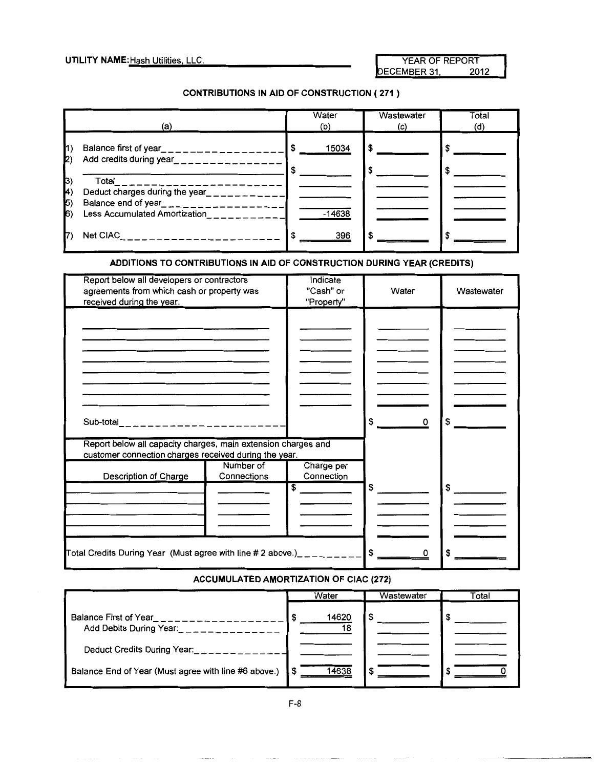**UTILITY NAME:** Hash Utilities, LLC.

YEAR OF REPORT
DECEMBER 31, 2012

## CONTRIBUTIONS IN AID OF CONSTRUCTION ( 271 )

| (a) | Water (b) | Wastewater (c) | Total (d) |
|---|---|---|---|
| 1) Balance first of year | $ 15034 | $ | $ |
| 2) Add credits during year | $ | $ | $ |
| 3) Total | | | |
| 4) Deduct charges during the year | | | |
| 5) Balance end of year | | | |
| 6) Less Accumulated Amortization | -14638 | | |
| 7) Net CIAC | $ 396 | $ | $ |

## ADDITIONS TO CONTRIBUTIONS IN AID OF CONSTRUCTION DURING YEAR (CREDITS)

| Report below all developers or contractors agreements from which cash or property was received during the year. | Indicate "Cash" or "Property" | Water | Wastewater |
|---|---|---|---|
| | | | |
| Sub-total | | $ 0 | $ |

Report below all capacity charges, main extension charges and customer connection charges received during the year.

| Description of Charge | Number of Connections | Charge per Connection | Water | Wastewater |
|---|---|---|---|---|
| | | $ | $ | $ |
| Total Credits During Year (Must agree with line # 2 above.) | | | $ 0 | $ |

## ACCUMULATED AMORTIZATION OF CIAC (272)

| | Water | Wastewater | Total |
|---|---|---|---|
| Balance First of Year | $ 14620 | $ | $ |
| Add Debits During Year: | 18 | | |
| Deduct Credits During Year: | | | |
| Balance End of Year (Must agree with line #6 above.) | $ 14638 | $ | $ 0 |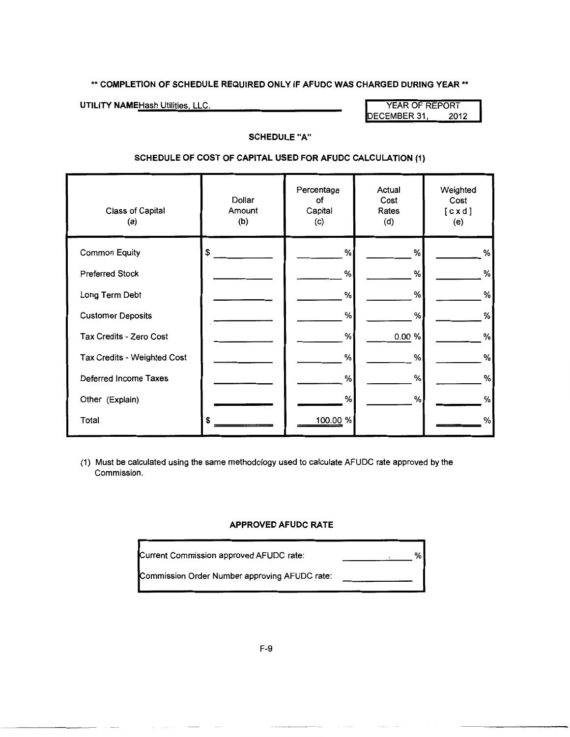**\*\* COMPLETION OF SCHEDULE REQUIRED ONLY IF AFUDC WAS CHARGED DURING YEAR \*\***

**UTILITY NAME** Hash Utilities, LLC.

| YEAR OF REPORT |
|---|
| DECEMBER 31, 2012 |

## SCHEDULE "A"

### SCHEDULE OF COST OF CAPITAL USED FOR AFUDC CALCULATION (1)

| Class of Capital (a) | Dollar Amount (b) | Percentage of Capital (c) | Actual Cost Rates (d) | Weighted Cost [ c x d ] (e) |
|---|---|---|---|---|
| Common Equity | $ | % | % | % |
| Preferred Stock | | % | % | % |
| Long Term Debt | | % | % | % |
| Customer Deposits | | % | % | % |
| Tax Credits - Zero Cost | | % | 0.00 % | % |
| Tax Credits - Weighted Cost | | % | % | % |
| Deferred Income Taxes | | % | % | % |
| Other (Explain) | | % | % | % |
| Total | $ | 100.00 % | | % |

(1) Must be calculated using the same methodology used to calculate AFUDC rate approved by the Commission.

### APPROVED AFUDC RATE

| | |
|---|---|
| Current Commission approved AFUDC rate: | . % |
| Commission Order Number approving AFUDC rate: | |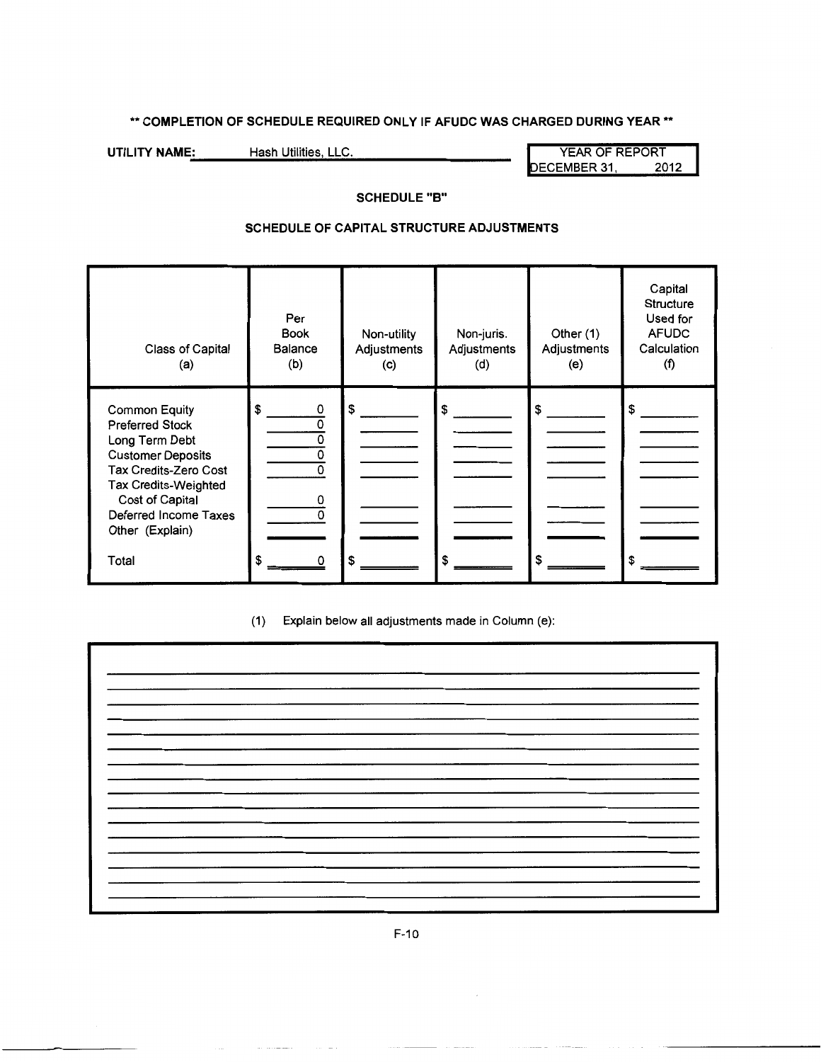**\*\* COMPLETION OF SCHEDULE REQUIRED ONLY IF AFUDC WAS CHARGED DURING YEAR \*\***

**UTILITY NAME:** Hash Utilities, LLC.

YEAR OF REPORT
DECEMBER 31, 2012

## SCHEDULE "B"

## SCHEDULE OF CAPITAL STRUCTURE ADJUSTMENTS

| Class of Capital (a) | Per Book Balance (b) | Non-utility Adjustments (c) | Non-juris. Adjustments (d) | Other (1) Adjustments (e) | Capital Structure Used for AFUDC Calculation (f) |
|---|---|---|---|---|---|
| Common Equity | $ 0 | $ | $ | $ | $ |
| Preferred Stock | 0 | | | | |
| Long Term Debt | 0 | | | | |
| Customer Deposits | 0 | | | | |
| Tax Credits-Zero Cost | 0 | | | | |
| Tax Credits-Weighted Cost of Capital | 0 | | | | |
| Deferred Income Taxes | 0 | | | | |
| Other (Explain) | | | | | |
| Total | $ 0 | $ | $ | $ | $ |

(1) Explain below all adjustments made in Column (e):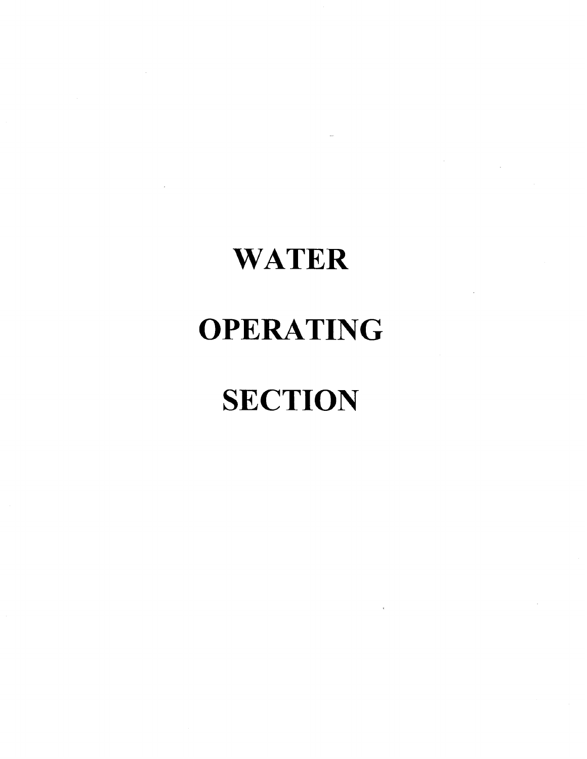# WATER OPERATING SECTION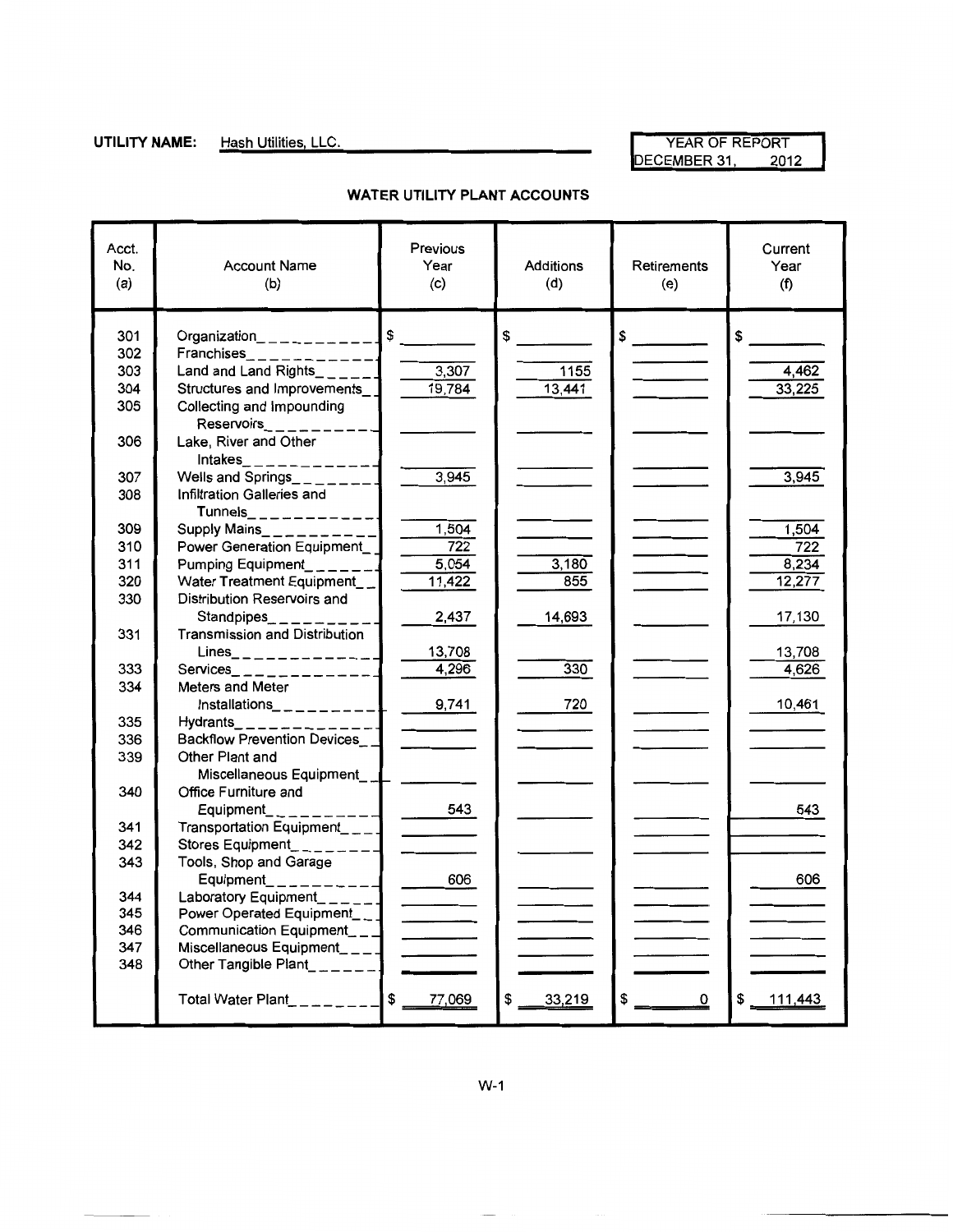**UTILITY NAME:** Hash Utilities, LLC.

YEAR OF REPORT
DECEMBER 31, 2012

## WATER UTILITY PLANT ACCOUNTS

| Acct. No. (a) | Account Name (b) | Previous Year (c) | Additions (d) | Retirements (e) | Current Year (f) |
|---|---|---|---|---|---|
| 301 | Organization | $ | $ | $ | $ |
| 302 | Franchises | | | | |
| 303 | Land and Land Rights | 3,307 | 1155 | | 4,462 |
| 304 | Structures and Improvements | 19,784 | 13,441 | | 33,225 |
| 305 | Collecting and Impounding Reservoirs | | | | |
| 306 | Lake, River and Other Intakes | | | | |
| 307 | Wells and Springs | 3,945 | | | 3,945 |
| 308 | Infiltration Galleries and Tunnels | | | | |
| 309 | Supply Mains | 1,504 | | | 1,504 |
| 310 | Power Generation Equipment | 722 | | | 722 |
| 311 | Pumping Equipment | 5,054 | 3,180 | | 8,234 |
| 320 | Water Treatment Equipment | 11,422 | 855 | | 12,277 |
| 330 | Distribution Reservoirs and Standpipes | 2,437 | 14,693 | | 17,130 |
| 331 | Transmission and Distribution Lines | 13,708 | | | 13,708 |
| 333 | Services | 4,296 | 330 | | 4,626 |
| 334 | Meters and Meter Installations | 9,741 | 720 | | 10,461 |
| 335 | Hydrants | | | | |
| 336 | Backflow Prevention Devices | | | | |
| 339 | Other Plant and Miscellaneous Equipment | | | | |
| 340 | Office Furniture and Equipment | 543 | | | 543 |
| 341 | Transportation Equipment | | | | |
| 342 | Stores Equipment | | | | |
| 343 | Tools, Shop and Garage Equipment | 606 | | | 606 |
| 344 | Laboratory Equipment | | | | |
| 345 | Power Operated Equipment | | | | |
| 346 | Communication Equipment | | | | |
| 347 | Miscellaneous Equipment | | | | |
| 348 | Other Tangible Plant | | | | |
| | Total Water Plant | $ 77,069 | $ 33,219 | $ 0 | $ 111,443 |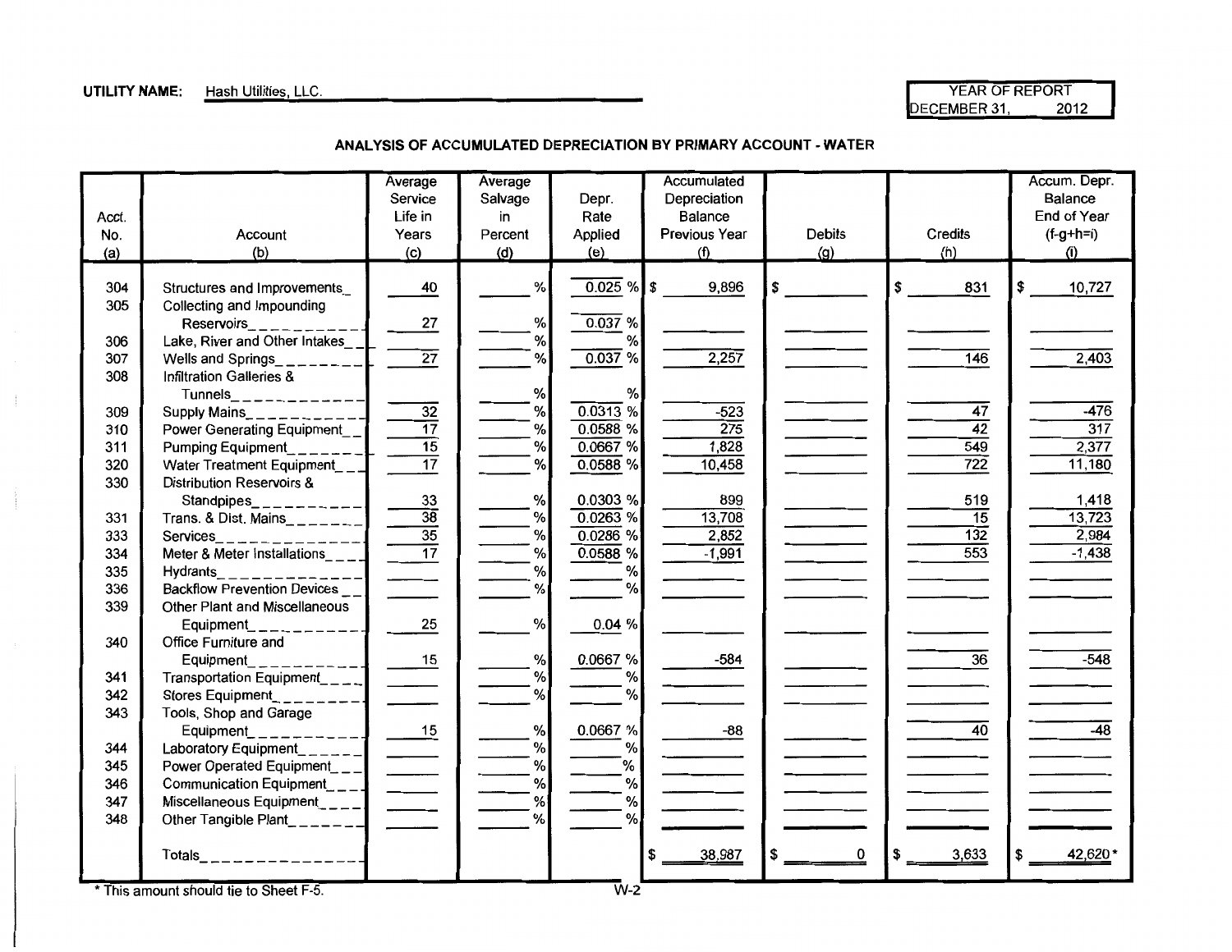**UTILITY NAME:** Hash Utilities, LLC.

YEAR OF REPORT
DECEMBER 31, 2012

## ANALYSIS OF ACCUMULATED DEPRECIATION BY PRIMARY ACCOUNT - WATER

| Acct. No. (a) | Account (b) | Average Service Life in Years (c) | Average Salvage in Percent (d) | Depr. Rate Applied (e) | Accumulated Depreciation Balance Previous Year (f) | Debits (g) | Credits (h) | Accum. Depr. Balance End of Year (f-g+h=i) (i) |
|---|---|---|---|---|---|---|---|---|
| 304 | Structures and Improvements | 40 | % | 0.025 % | $ 9,896 | $ | $ 831 | $ 10,727 |
| 305 | Collecting and Impounding Reservoirs | 27 | % | 0.037 % | | | | |
| 306 | Lake, River and Other Intakes | | % | % | | | | |
| 307 | Wells and Springs | 27 | % | 0.037 % | 2,257 | | 146 | 2,403 |
| 308 | Infiltration Galleries & Tunnels | | % | % | | | | |
| 309 | Supply Mains | 32 | % | 0.0313 % | -523 | | 47 | -476 |
| 310 | Power Generating Equipment | 17 | % | 0.0588 % | 275 | | 42 | 317 |
| 311 | Pumping Equipment | 15 | % | 0.0667 % | 1,828 | | 549 | 2,377 |
| 320 | Water Treatment Equipment | 17 | % | 0.0588 % | 10,458 | | 722 | 11,180 |
| 330 | Distribution Reservoirs & Standpipes | 33 | % | 0.0303 % | 899 | | 519 | 1,418 |
| 331 | Trans. & Dist. Mains | 38 | % | 0.0263 % | 13,708 | | 15 | 13,723 |
| 333 | Services | 35 | % | 0.0286 % | 2,852 | | 132 | 2,984 |
| 334 | Meter & Meter Installations | 17 | % | 0.0588 % | -1,991 | | 553 | -1,438 |
| 335 | Hydrants | | % | % | | | | |
| 336 | Backflow Prevention Devices | | % | % | | | | |
| 339 | Other Plant and Miscellaneous Equipment | 25 | % | 0.04 % | | | | |
| 340 | Office Furniture and Equipment | 15 | % | 0.0667 % | -584 | | 36 | -548 |
| 341 | Transportation Equipment | | % | % | | | | |
| 342 | Stores Equipment | | % | % | | | | |
| 343 | Tools, Shop and Garage Equipment | 15 | % | 0.0667 % | -88 | | 40 | -48 |
| 344 | Laboratory Equipment | | % | % | | | | |
| 345 | Power Operated Equipment | | % | % | | | | |
| 346 | Communication Equipment | | % | % | | | | |
| 347 | Miscellaneous Equipment | | % | % | | | | |
| 348 | Other Tangible Plant | | % | % | | | | |
| | Totals | | | | $ 38,987 | $ 0 | $ 3,633 | $ 42,620* |

\* This amount should tie to Sheet F-5.

W-2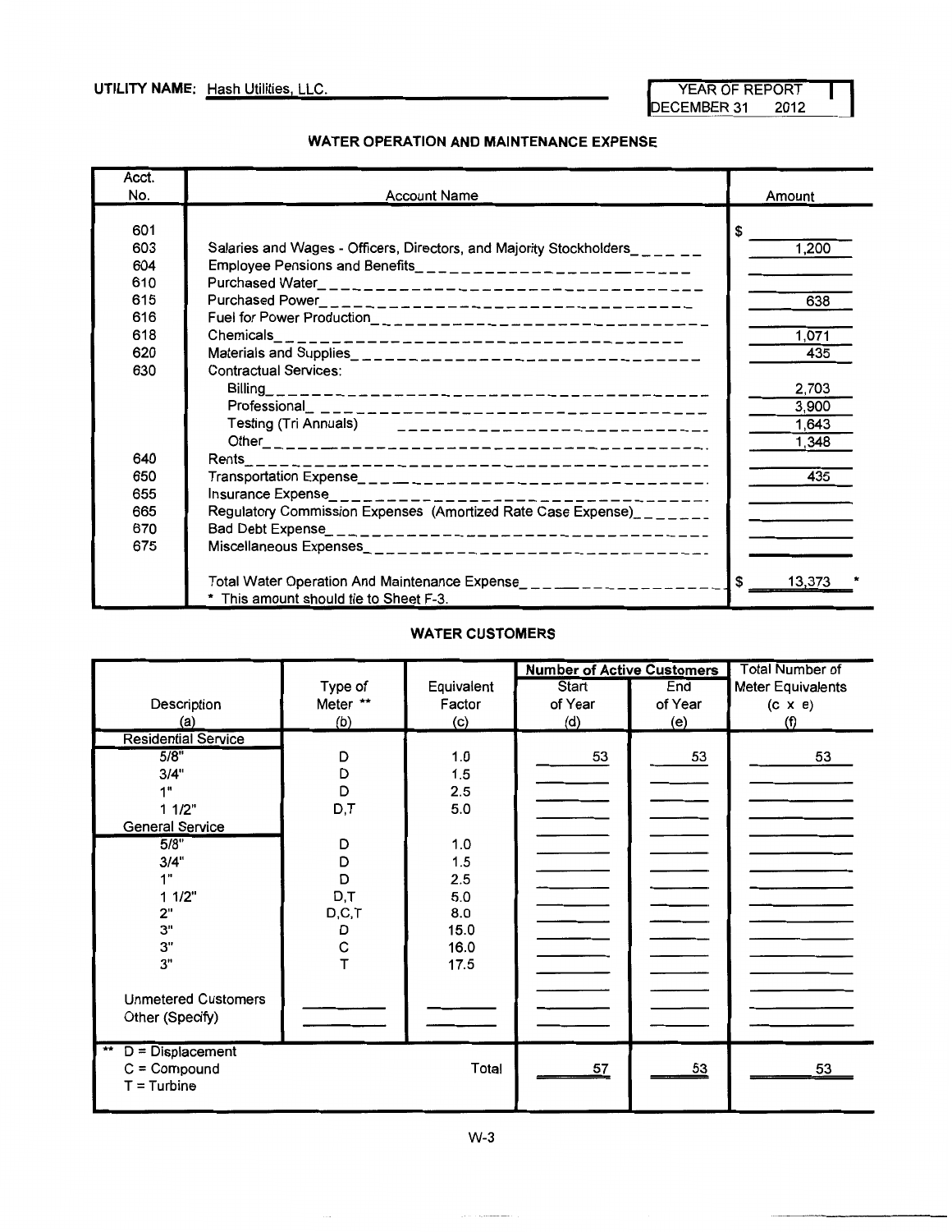**UTILITY NAME:** Hash Utilities, LLC.

| YEAR OF REPORT |
|---|
| DECEMBER 31 2012 |

## WATER OPERATION AND MAINTENANCE EXPENSE

| Acct. No. | Account Name | Amount |
|---|---|---|
| 601 | | $ |
| 603 | Salaries and Wages - Officers, Directors, and Majority Stockholders | 1,200 |
| 604 | Employee Pensions and Benefits | |
| 610 | Purchased Water | |
| 615 | Purchased Power | 638 |
| 616 | Fuel for Power Production | |
| 618 | Chemicals | 1,071 |
| 620 | Materials and Supplies | 435 |
| 630 | Contractual Services: | |
| | Billing | 2,703 |
| | Professional | 3,900 |
| | Testing (Tri Annuals) | 1,643 |
| | Other | 1,348 |
| 640 | Rents | |
| 650 | Transportation Expense | 435 |
| 655 | Insurance Expense | |
| 665 | Regulatory Commission Expenses (Amortized Rate Case Expense) | |
| 670 | Bad Debt Expense | |
| 675 | Miscellaneous Expenses | |
| | Total Water Operation And Maintenance Expense | $ 13,373 * |
| | * This amount should tie to Sheet F-3. | |

## WATER CUSTOMERS

| Description (a) | Type of Meter ** (b) | Equivalent Factor (c) | Number of Active Customers Start of Year (d) | Number of Active Customers End of Year (e) | Total Number of Meter Equivalents (c x e) (f) |
|---|---|---|---|---|---|
| **Residential Service** | | | | | |
| 5/8" | D | 1.0 | 53 | 53 | 53 |
| 3/4" | D | 1.5 | | | |
| 1" | D | 2.5 | | | |
| 1 1/2" | D,T | 5.0 | | | |
| **General Service** | | | | | |
| 5/8" | D | 1.0 | | | |
| 3/4" | D | 1.5 | | | |
| 1" | D | 2.5 | | | |
| 1 1/2" | D,T | 5.0 | | | |
| 2" | D,C,T | 8.0 | | | |
| 3" | D | 15.0 | | | |
| 3" | C | 16.0 | | | |
| 3" | T | 17.5 | | | |
| Unmetered Customers | | | | | |
| Other (Specify) | | | | | |
| ** D = Displacement, C = Compound, T = Turbine | | Total | 57 | 53 | 53 |

W-3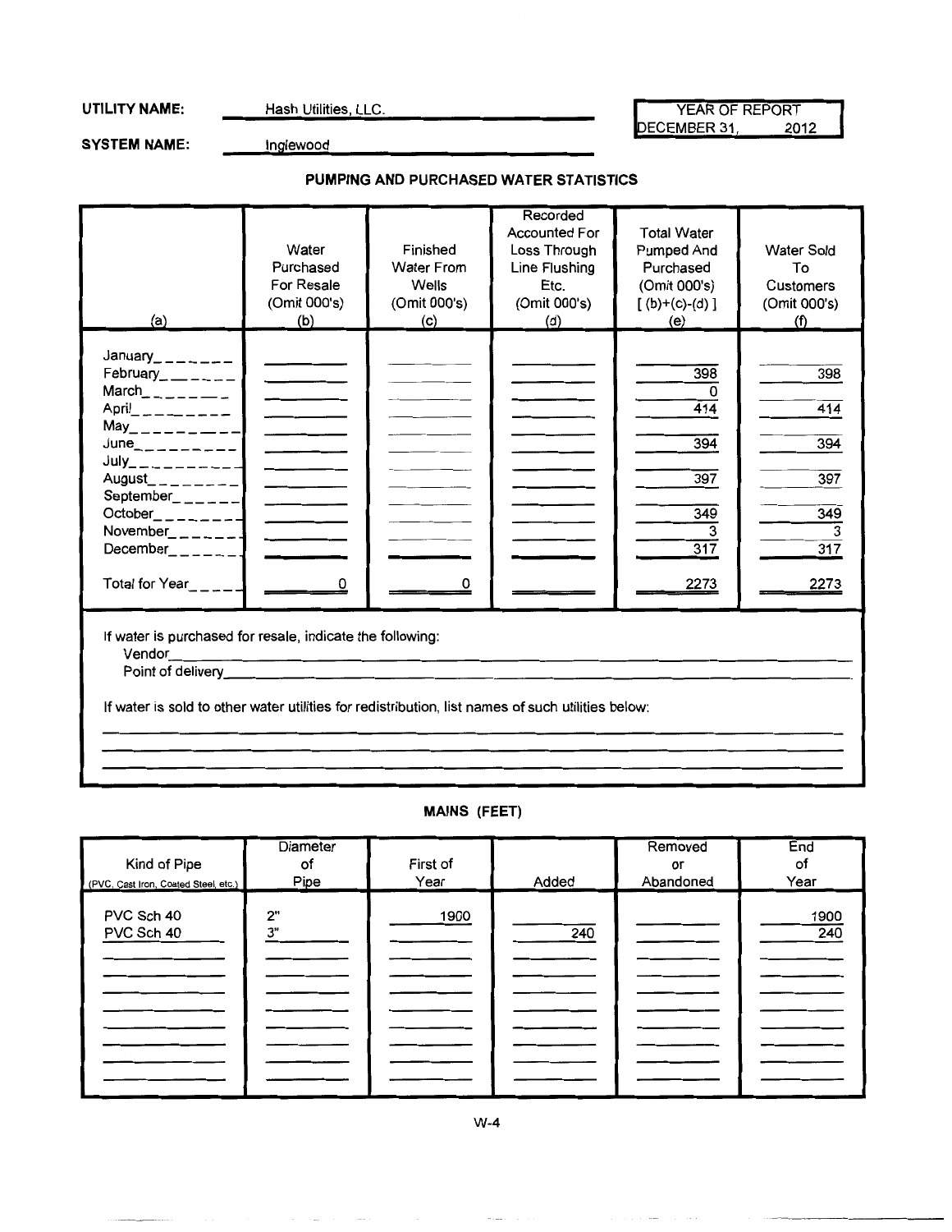**UTILITY NAME:** Hash Utilities, LLC.

**SYSTEM NAME:** Inglewood

YEAR OF REPORT
DECEMBER 31, 2012

## PUMPING AND PURCHASED WATER STATISTICS

| (a) | Water Purchased For Resale (Omit 000's) (b) | Finished Water From Wells (Omit 000's) (c) | Recorded Accounted For Loss Through Line Flushing Etc. (Omit 000's) (d) | Total Water Pumped And Purchased (Omit 000's) [ (b)+(c)-(d) ] (e) | Water Sold To Customers (Omit 000's) (f) |
|---|---|---|---|---|---|
| January | | | | | |
| February | | | | 398 | 398 |
| March | | | | 0 | |
| April | | | | 414 | 414 |
| May | | | | | |
| June | | | | 394 | 394 |
| July | | | | | |
| August | | | | 397 | 397 |
| September | | | | | |
| October | | | | 349 | 349 |
| November | | | | 3 | 3 |
| December | | | | 317 | 317 |
| Total for Year | 0 | 0 | | 2273 | 2273 |

If water is purchased for resale, indicate the following:
Vendor
Point of delivery

If water is sold to other water utilities for redistribution, list names of such utilities below:

## MAINS (FEET)

| Kind of Pipe (PVC, Cast Iron, Coated Steel, etc.) | Diameter of Pipe | First of Year | Added | Removed or Abandoned | End of Year |
|---|---|---|---|---|---|
| PVC Sch 40 | 2" | 1900 | | | 1900 |
| PVC Sch 40 | 3" | | 240 | | 240 |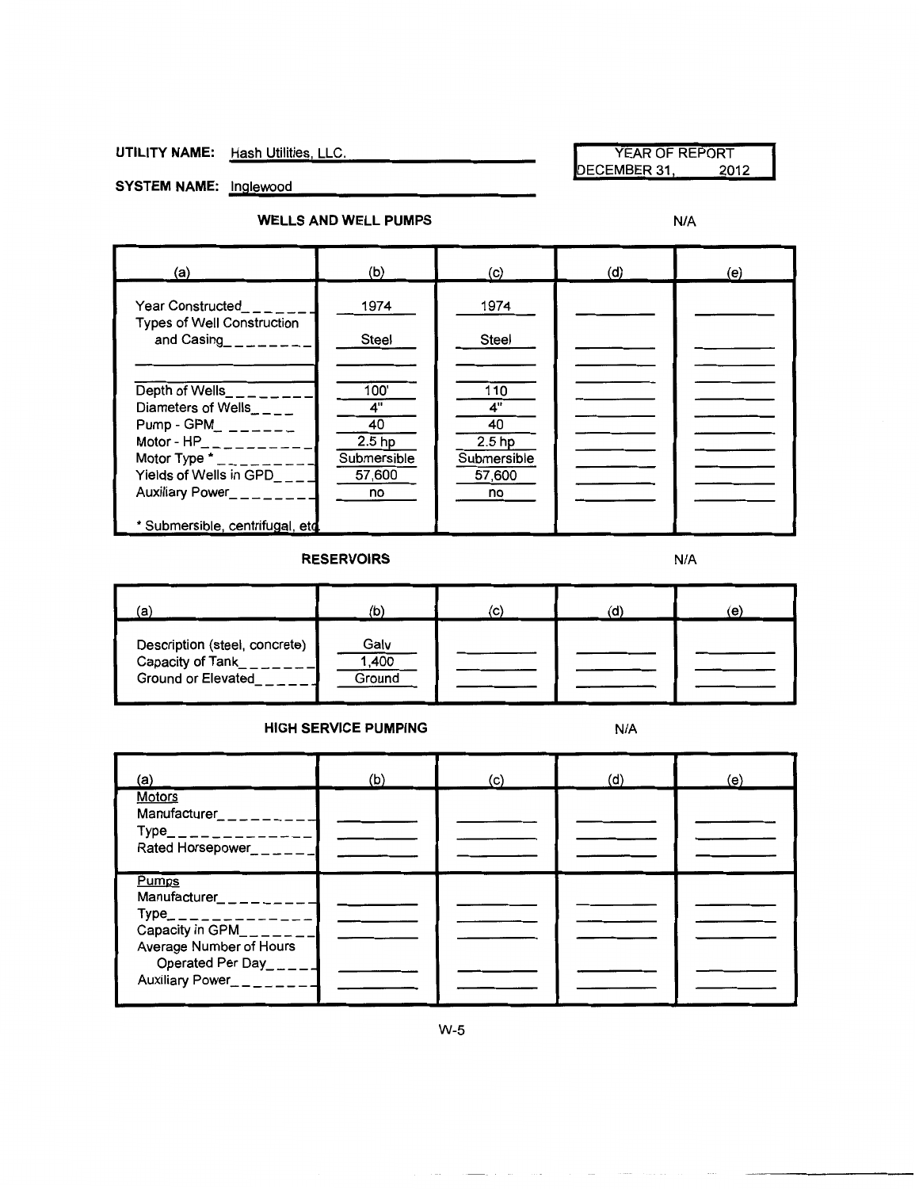**UTILITY NAME:** Hash Utilities, LLC.

**SYSTEM NAME:** Inglewood

YEAR OF REPORT
DECEMBER 31, 2012

## WELLS AND WELL PUMPS

N/A

| (a) | (b) | (c) | (d) | (e) |
|---|---|---|---|---|
| Year Constructed | 1974 | 1974 | | |
| Types of Well Construction and Casing | Steel | Steel | | |
| | | | | |
| Depth of Wells | 100' | 110 | | |
| Diameters of Wells | 4" | 4" | | |
| Pump - GPM | 40 | 40 | | |
| Motor - HP | 2.5 hp | 2.5 hp | | |
| Motor Type * | Submersible | Submersible | | |
| Yields of Wells in GPD | 57,600 | 57,600 | | |
| Auxiliary Power | no | no | | |

\* Submersible, centrifugal, etc.

## RESERVOIRS

N/A

| (a) | (b) | (c) | (d) | (e) |
|---|---|---|---|---|
| Description (steel, concrete) | Galv | | | |
| Capacity of Tank | 1,400 | | | |
| Ground or Elevated | Ground | | | |

## HIGH SERVICE PUMPING

N/A

| (a) | (b) | (c) | (d) | (e) |
|---|---|---|---|---|
| Motors | | | | |
| Manufacturer | | | | |
| Type | | | | |
| Rated Horsepower | | | | |
| Pumps | | | | |
| Manufacturer | | | | |
| Type | | | | |
| Capacity in GPM | | | | |
| Average Number of Hours Operated Per Day | | | | |
| Auxiliary Power | | | | |

W-5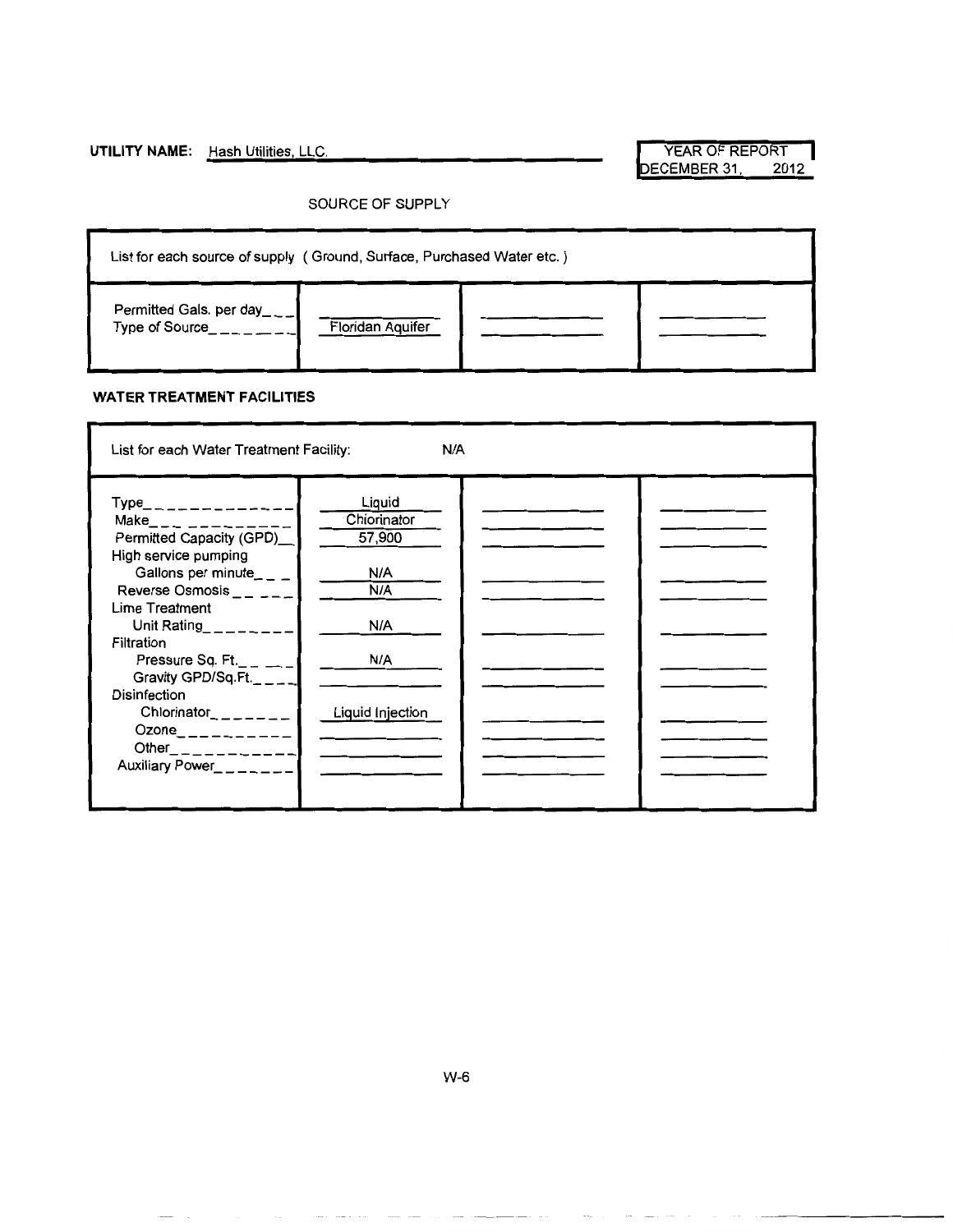**UTILITY NAME:** Hash Utilities, LLC.

| YEAR OF REPORT |
|---|
| DECEMBER 31, 2012 |

SOURCE OF SUPPLY

| List for each source of supply ( Ground, Surface, Purchased Water etc. ) | | | |
|---|---|---|---|
| Permitted Gals. per day | | | |
| Type of Source | Floridan Aquifer | | |

**WATER TREATMENT FACILITIES**

| List for each Water Treatment Facility: | N/A | | |
|---|---|---|---|
| Type | Liquid | | |
| Make | Chlorinator | | |
| Permitted Capacity (GPD) | 57,900 | | |
| High service pumping | | | |
| Gallons per minute | N/A | | |
| Reverse Osmosis | N/A | | |
| Lime Treatment | | | |
| Unit Rating | N/A | | |
| Filtration | | | |
| Pressure Sq. Ft. | N/A | | |
| Gravity GPD/Sq.Ft. | | | |
| Disinfection | | | |
| Chlorinator | Liquid Injection | | |
| Ozone | | | |
| Other | | | |
| Auxiliary Power | | | |

W-6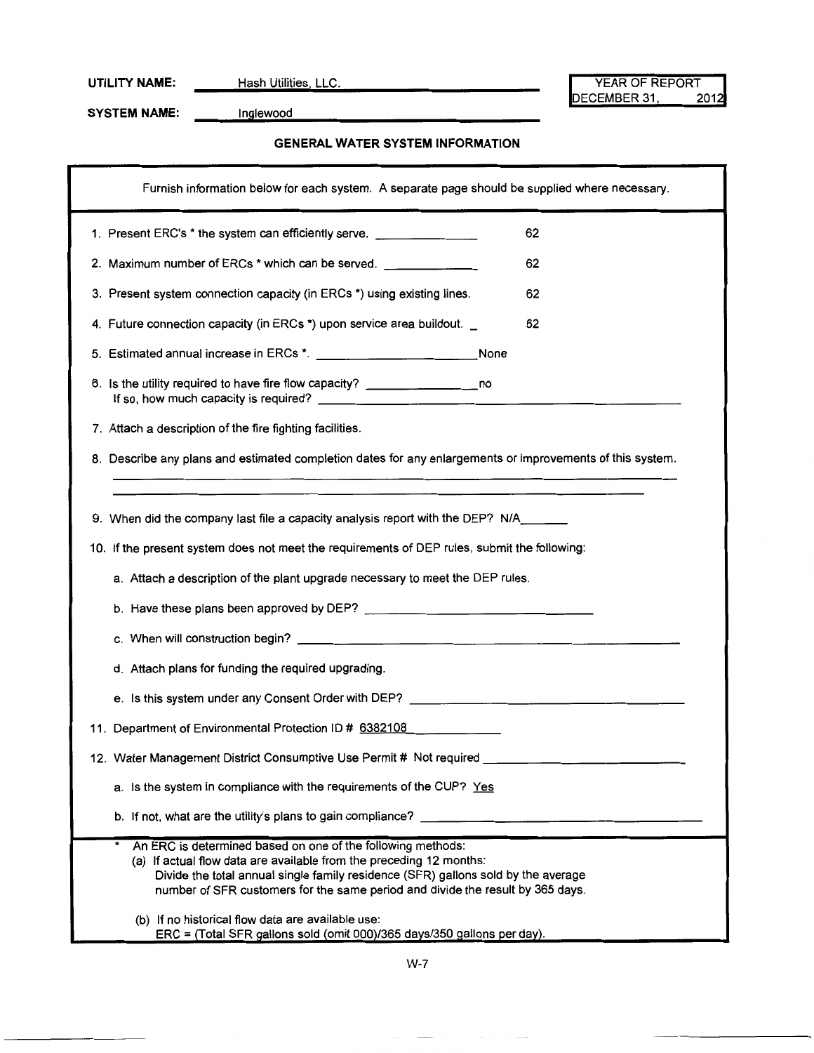**UTILITY NAME:** Hash Utilities, LLC.

**SYSTEM NAME:** Inglewood

| YEAR OF REPORT |
|---|
| DECEMBER 31, 2012 |

### GENERAL WATER SYSTEM INFORMATION

Furnish information below for each system. A separate page should be supplied where necessary.

1. Present ERC's * the system can efficiently serve. 62
2. Maximum number of ERCs * which can be served. 62
3. Present system connection capacity (in ERCs *) using existing lines. 62
4. Future connection capacity (in ERCs *) upon service area buildout. 62
5. Estimated annual increase in ERCs *. None
6. Is the utility required to have fire flow capacity? no
   If so, how much capacity is required?
7. Attach a description of the fire fighting facilities.
8. Describe any plans and estimated completion dates for any enlargements or improvements of this system.
9. When did the company last file a capacity analysis report with the DEP? N/A
10. If the present system does not meet the requirements of DEP rules, submit the following:
    a. Attach a description of the plant upgrade necessary to meet the DEP rules.
    b. Have these plans been approved by DEP?
    c. When will construction begin?
    d. Attach plans for funding the required upgrading.
    e. Is this system under any Consent Order with DEP?
11. Department of Environmental Protection ID # 6382108
12. Water Management District Consumptive Use Permit # Not required
    a. Is the system in compliance with the requirements of the CUP? Yes
    b. If not, what are the utility's plans to gain compliance?

* An ERC is determined based on one of the following methods:
  (a) If actual flow data are available from the preceding 12 months:
  Divide the total annual single family residence (SFR) gallons sold by the average number of SFR customers for the same period and divide the result by 365 days.

  (b) If no historical flow data are available use:
  ERC = (Total SFR gallons sold (omit 000)/365 days/350 gallons per day).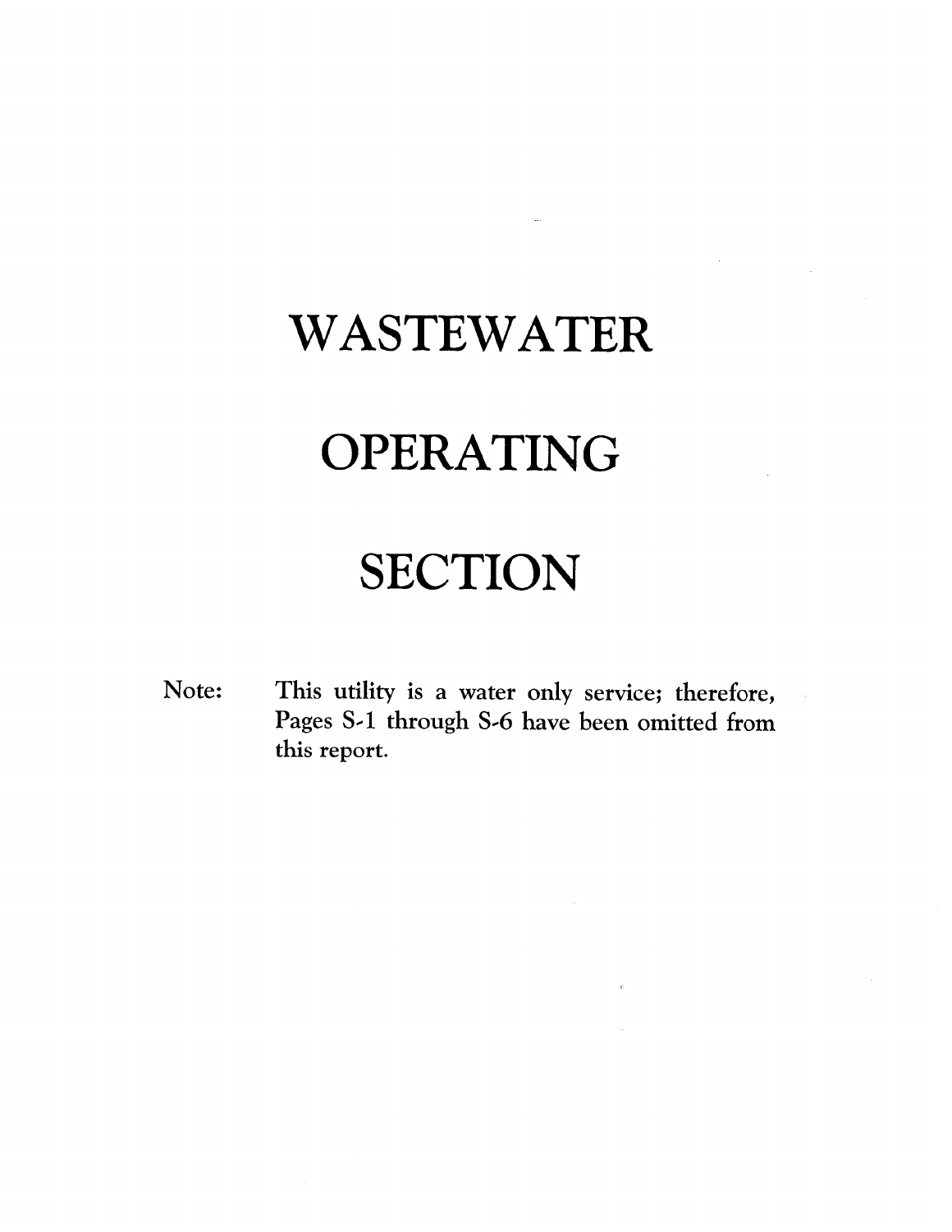# WASTEWATER

# OPERATING

# SECTION

Note: This utility is a water only service; therefore, Pages S-1 through S-6 have been omitted from this report.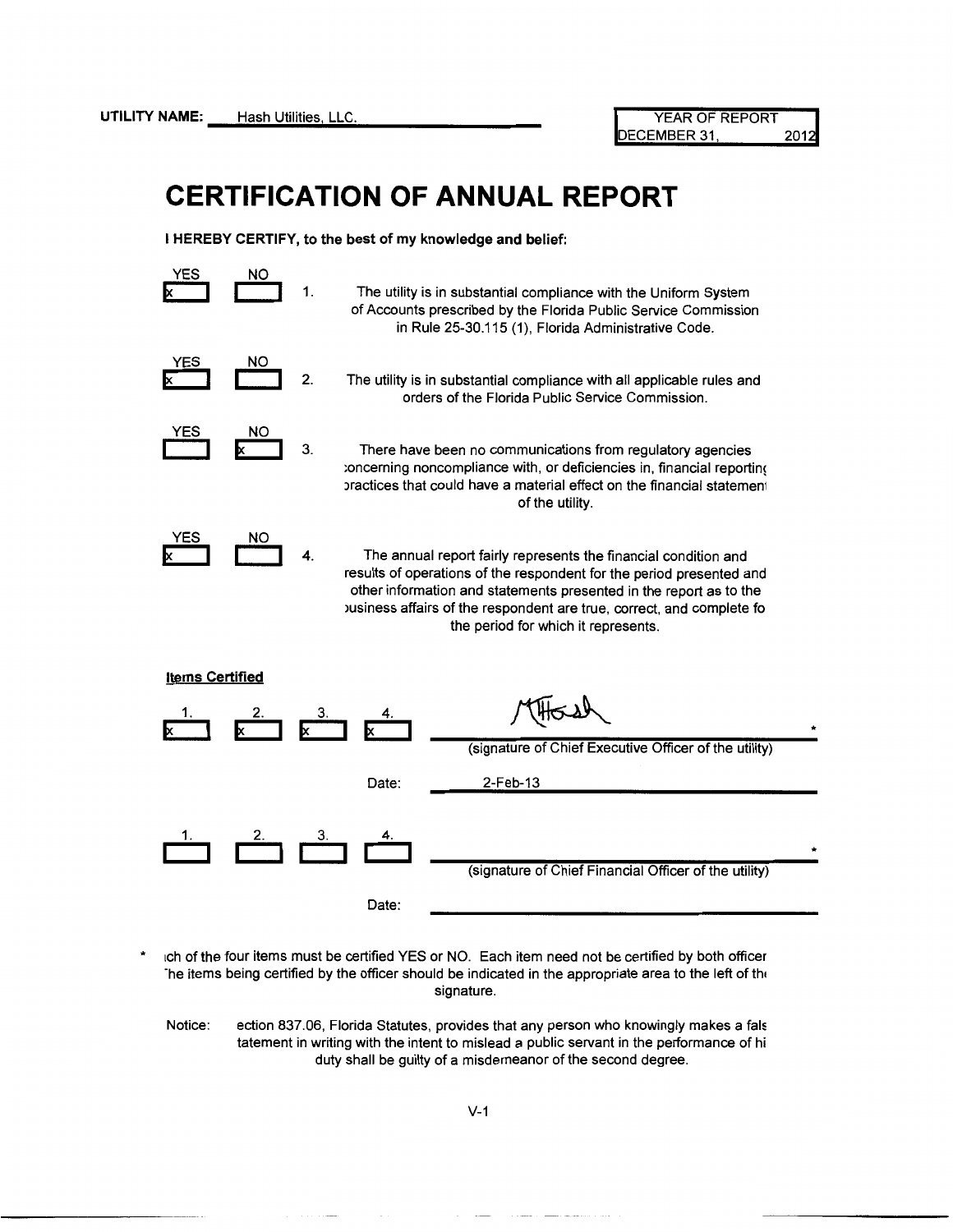UTILITY NAME: Hash Utilities, LLC.

| YEAR OF REPORT |
| --- |
| DECEMBER 31, 2012 |

# CERTIFICATION OF ANNUAL REPORT

**I HEREBY CERTIFY, to the best of my knowledge and belief:**

| YES | NO | | |
| --- | --- | --- | --- |
| x | | 1. | The utility is in substantial compliance with the Uniform System of Accounts prescribed by the Florida Public Service Commission in Rule 25-30.115 (1), Florida Administrative Code. |
| x | | 2. | The utility is in substantial compliance with all applicable rules and orders of the Florida Public Service Commission. |
| | x | 3. | There have been no communications from regulatory agencies concerning noncompliance with, or deficiencies in, financial reporting practices that could have a material effect on the financial statement of the utility. |
| x | | 4. | The annual report fairly represents the financial condition and results of operations of the respondent for the period presented and other information and statements presented in the report as to the business affairs of the respondent are true, correct, and complete fo the period for which it represents. |

**Items Certified**

| 1. | 2. | 3. | 4. | |
| --- | --- | --- | --- | --- |
| x | x | x | x | [signature] * |
| | | | | (signature of Chief Executive Officer of the utility) |
| | | | Date: | 2-Feb-13 |
| | | | | * |
| | | | | (signature of Chief Financial Officer of the utility) |
| | | | Date: | |

\* ıch of the four items must be certified YES or NO. Each item need not be certified by both officer ˉhe items being certified by the officer should be indicated in the appropriate area to the left of thı signature.

Notice: ection 837.06, Florida Statutes, provides that any person who knowingly makes a fals tatement in writing with the intent to mislead a public servant in the performance of hi duty shall be guilty of a misdemeanor of the second degree.